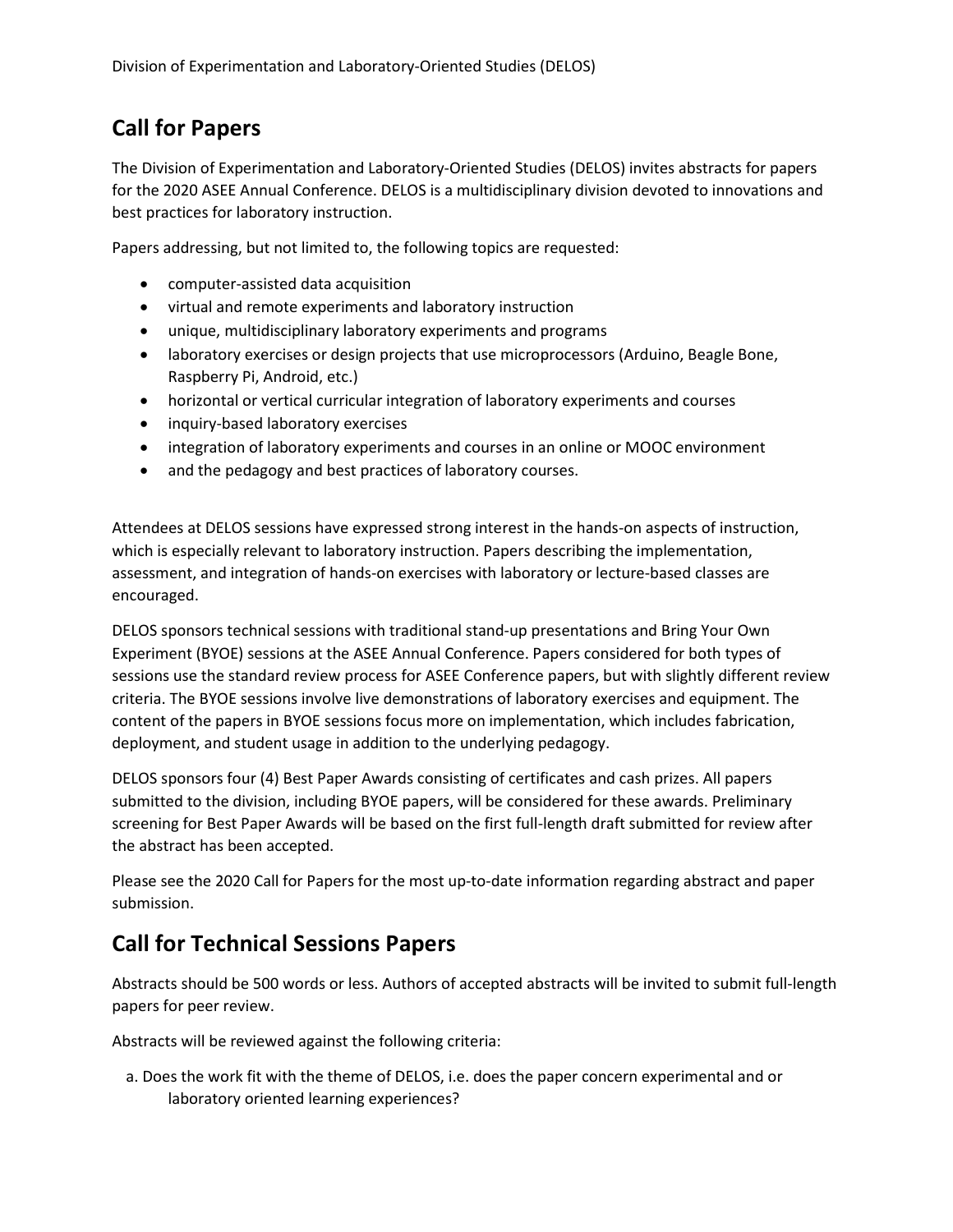# Call for Papers

The Division of Experimentation and Laboratory-Oriented Studies (DELOS) invites abstracts for papers for the 2020 ASEE Annual Conference. DELOS is a multidisciplinary division devoted to innovations and best practices for laboratory instruction.

Papers addressing, but not limited to, the following topics are requested:

- computer-assisted data acquisition
- virtual and remote experiments and laboratory instruction
- unique, multidisciplinary laboratory experiments and programs
- laboratory exercises or design projects that use microprocessors (Arduino, Beagle Bone, Raspberry Pi, Android, etc.)
- horizontal or vertical curricular integration of laboratory experiments and courses
- inquiry-based laboratory exercises
- integration of laboratory experiments and courses in an online or MOOC environment
- and the pedagogy and best practices of laboratory courses.

Attendees at DELOS sessions have expressed strong interest in the hands-on aspects of instruction, which is especially relevant to laboratory instruction. Papers describing the implementation, assessment, and integration of hands-on exercises with laboratory or lecture-based classes are encouraged.

DELOS sponsors technical sessions with traditional stand-up presentations and Bring Your Own Experiment (BYOE) sessions at the ASEE Annual Conference. Papers considered for both types of sessions use the standard review process for ASEE Conference papers, but with slightly different review criteria. The BYOE sessions involve live demonstrations of laboratory exercises and equipment. The content of the papers in BYOE sessions focus more on implementation, which includes fabrication, deployment, and student usage in addition to the underlying pedagogy.

DELOS sponsors four (4) Best Paper Awards consisting of certificates and cash prizes. All papers submitted to the division, including BYOE papers, will be considered for these awards. Preliminary screening for Best Paper Awards will be based on the first full-length draft submitted for review after the abstract has been accepted.

Please see the 2020 Call for Papers for the most up-to-date information regarding abstract and paper submission.

# Call for Technical Sessions Papers

Abstracts should be 500 words or less. Authors of accepted abstracts will be invited to submit full-length papers for peer review.

Abstracts will be reviewed against the following criteria:

a. Does the work fit with the theme of DELOS, i.e. does the paper concern experimental and or laboratory oriented learning experiences?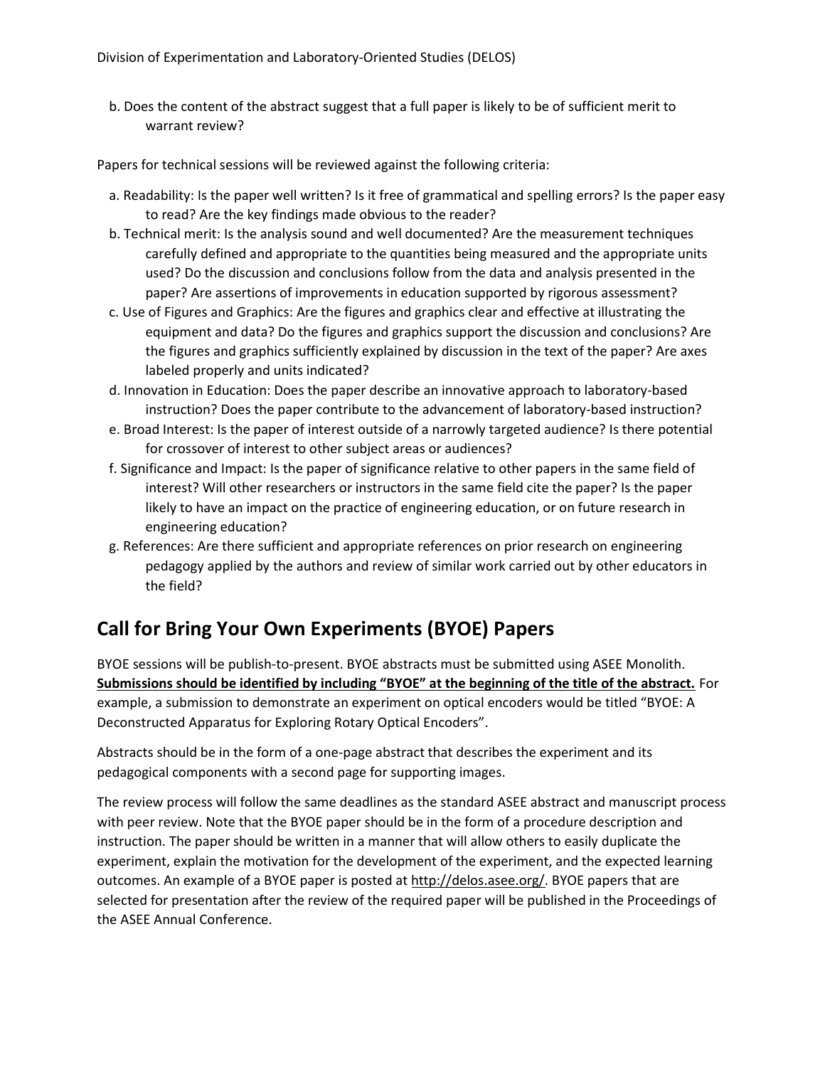b. Does the content of the abstract suggest that a full paper is likely to be of sufficient merit to warrant review?

Papers for technical sessions will be reviewed against the following criteria:

a. Readability: Is the paper well written? Is it free of grammatical and spelling errors? Is the paper easy to read? Are the key findings made obvious to the reader?
b. Technical merit: Is the analysis sound and well documented? Are the measurement techniques carefully defined and appropriate to the quantities being measured and the appropriate units used? Do the discussion and conclusions follow from the data and analysis presented in the paper? Are assertions of improvements in education supported by rigorous assessment?
c. Use of Figures and Graphics: Are the figures and graphics clear and effective at illustrating the equipment and data? Do the figures and graphics support the discussion and conclusions? Are the figures and graphics sufficiently explained by discussion in the text of the paper? Are axes labeled properly and units indicated?
d. Innovation in Education: Does the paper describe an innovative approach to laboratory-based instruction? Does the paper contribute to the advancement of laboratory-based instruction?
e. Broad Interest: Is the paper of interest outside of a narrowly targeted audience? Is there potential for crossover of interest to other subject areas or audiences?
f. Significance and Impact: Is the paper of significance relative to other papers in the same field of interest? Will other researchers or instructors in the same field cite the paper? Is the paper likely to have an impact on the practice of engineering education, or on future research in engineering education?
g. References: Are there sufficient and appropriate references on prior research on engineering pedagogy applied by the authors and review of similar work carried out by other educators in the field?

## Call for Bring Your Own Experiments (BYOE) Papers

BYOE sessions will be publish-to-present. BYOE abstracts must be submitted using ASEE Monolith. **Submissions should be identified by including "BYOE" at the beginning of the title of the abstract.** For example, a submission to demonstrate an experiment on optical encoders would be titled "BYOE: A Deconstructed Apparatus for Exploring Rotary Optical Encoders".

Abstracts should be in the form of a one-page abstract that describes the experiment and its pedagogical components with a second page for supporting images.

The review process will follow the same deadlines as the standard ASEE abstract and manuscript process with peer review. Note that the BYOE paper should be in the form of a procedure description and instruction. The paper should be written in a manner that will allow others to easily duplicate the experiment, explain the motivation for the development of the experiment, and the expected learning outcomes. An example of a BYOE paper is posted at http://delos.asee.org/. BYOE papers that are selected for presentation after the review of the required paper will be published in the Proceedings of the ASEE Annual Conference.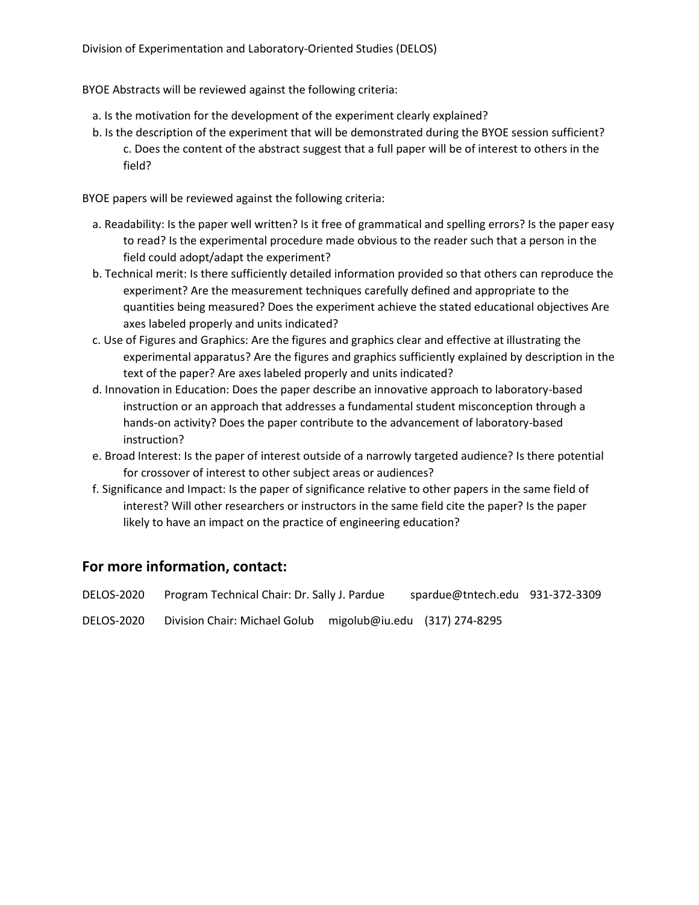BYOE Abstracts will be reviewed against the following criteria:

a. Is the motivation for the development of the experiment clearly explained?
b. Is the description of the experiment that will be demonstrated during the BYOE session sufficient?
c. Does the content of the abstract suggest that a full paper will be of interest to others in the field?

BYOE papers will be reviewed against the following criteria:

a. Readability: Is the paper well written? Is it free of grammatical and spelling errors? Is the paper easy to read? Is the experimental procedure made obvious to the reader such that a person in the field could adopt/adapt the experiment?
b. Technical merit: Is there sufficiently detailed information provided so that others can reproduce the experiment? Are the measurement techniques carefully defined and appropriate to the quantities being measured? Does the experiment achieve the stated educational objectives Are axes labeled properly and units indicated?
c. Use of Figures and Graphics: Are the figures and graphics clear and effective at illustrating the experimental apparatus? Are the figures and graphics sufficiently explained by description in the text of the paper? Are axes labeled properly and units indicated?
d. Innovation in Education: Does the paper describe an innovative approach to laboratory-based instruction or an approach that addresses a fundamental student misconception through a hands-on activity? Does the paper contribute to the advancement of laboratory-based instruction?
e. Broad Interest: Is the paper of interest outside of a narrowly targeted audience? Is there potential for crossover of interest to other subject areas or audiences?
f. Significance and Impact: Is the paper of significance relative to other papers in the same field of interest? Will other researchers or instructors in the same field cite the paper? Is the paper likely to have an impact on the practice of engineering education?

## For more information, contact:

DELOS-2020 Program Technical Chair: Dr. Sally J. Pardue spardue@tntech.edu 931-372-3309

DELOS-2020 Division Chair: Michael Golub migolub@iu.edu (317) 274-8295